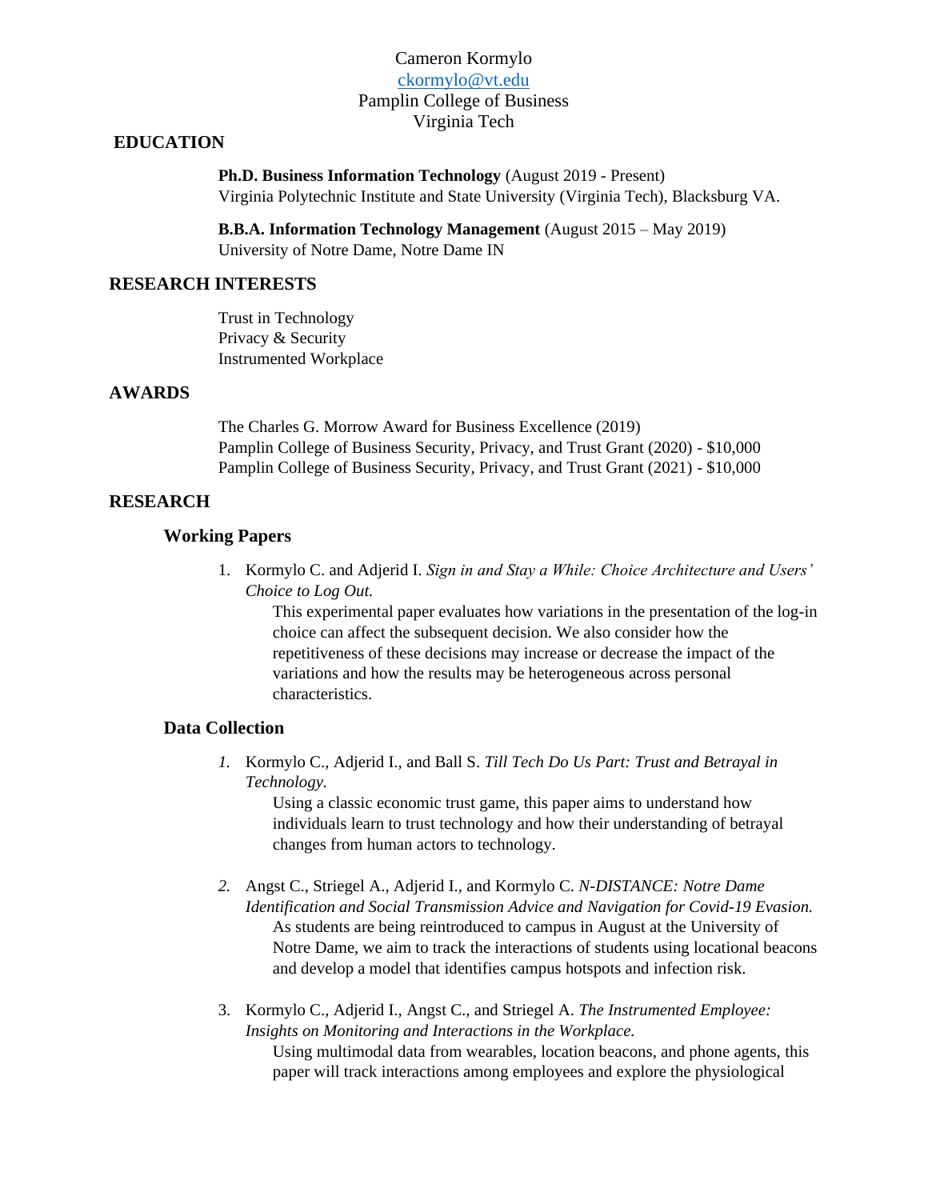# Cameron Kormylo

ckormylo@vt.edu
Pamplin College of Business
Virginia Tech

## EDUCATION

**Ph.D. Business Information Technology** (August 2019 - Present)
Virginia Polytechnic Institute and State University (Virginia Tech), Blacksburg VA.

**B.B.A. Information Technology Management** (August 2015 – May 2019)
University of Notre Dame, Notre Dame IN

## RESEARCH INTERESTS

Trust in Technology
Privacy & Security
Instrumented Workplace

## AWARDS

The Charles G. Morrow Award for Business Excellence (2019)
Pamplin College of Business Security, Privacy, and Trust Grant (2020) - $10,000
Pamplin College of Business Security, Privacy, and Trust Grant (2021) - $10,000

## RESEARCH

### Working Papers

1. Kormylo C. and Adjerid I. *Sign in and Stay a While: Choice Architecture and Users' Choice to Log Out.*
   This experimental paper evaluates how variations in the presentation of the log-in choice can affect the subsequent decision. We also consider how the repetitiveness of these decisions may increase or decrease the impact of the variations and how the results may be heterogeneous across personal characteristics.

### Data Collection

1. Kormylo C., Adjerid I., and Ball S. *Till Tech Do Us Part: Trust and Betrayal in Technology.*
   Using a classic economic trust game, this paper aims to understand how individuals learn to trust technology and how their understanding of betrayal changes from human actors to technology.

2. Angst C., Striegel A., Adjerid I., and Kormylo C. *N-DISTANCE: Notre Dame Identification and Social Transmission Advice and Navigation for Covid-19 Evasion.*
   As students are being reintroduced to campus in August at the University of Notre Dame, we aim to track the interactions of students using locational beacons and develop a model that identifies campus hotspots and infection risk.

3. Kormylo C., Adjerid I., Angst C., and Striegel A. *The Instrumented Employee: Insights on Monitoring and Interactions in the Workplace.*
   Using multimodal data from wearables, location beacons, and phone agents, this paper will track interactions among employees and explore the physiological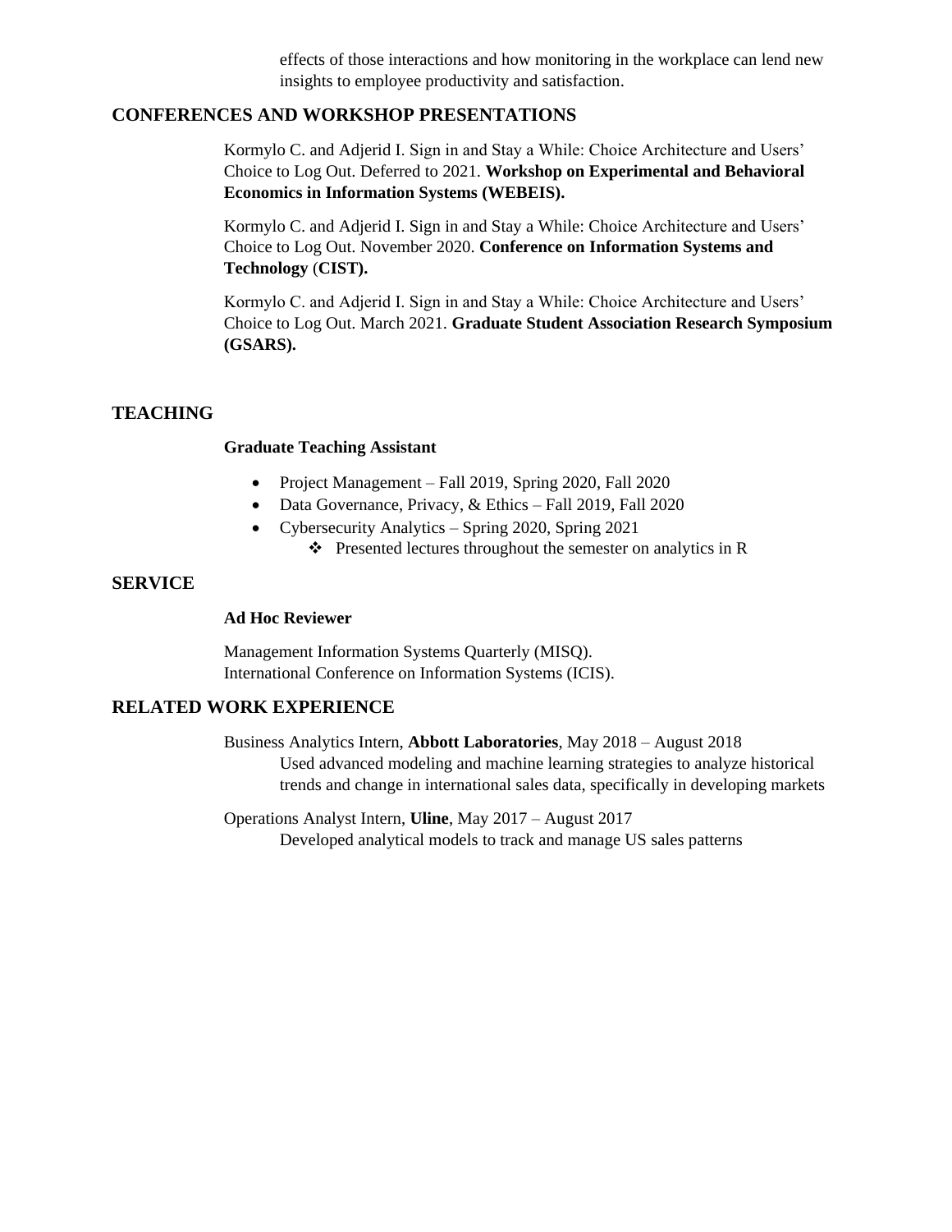effects of those interactions and how monitoring in the workplace can lend new insights to employee productivity and satisfaction.

## CONFERENCES AND WORKSHOP PRESENTATIONS

Kormylo C. and Adjerid I. Sign in and Stay a While: Choice Architecture and Users' Choice to Log Out. Deferred to 2021. **Workshop on Experimental and Behavioral Economics in Information Systems (WEBEIS).**

Kormylo C. and Adjerid I. Sign in and Stay a While: Choice Architecture and Users' Choice to Log Out. November 2020. **Conference on Information Systems and Technology** (**CIST).**

Kormylo C. and Adjerid I. Sign in and Stay a While: Choice Architecture and Users' Choice to Log Out. March 2021. **Graduate Student Association Research Symposium (GSARS).**

## TEACHING

**Graduate Teaching Assistant**

- Project Management – Fall 2019, Spring 2020, Fall 2020
- Data Governance, Privacy, & Ethics – Fall 2019, Fall 2020
- Cybersecurity Analytics – Spring 2020, Spring 2021
  - Presented lectures throughout the semester on analytics in R

## SERVICE

**Ad Hoc Reviewer**

Management Information Systems Quarterly (MISQ).
International Conference on Information Systems (ICIS).

## RELATED WORK EXPERIENCE

Business Analytics Intern, **Abbott Laboratories**, May 2018 – August 2018
Used advanced modeling and machine learning strategies to analyze historical trends and change in international sales data, specifically in developing markets

Operations Analyst Intern, **Uline**, May 2017 – August 2017
Developed analytical models to track and manage US sales patterns